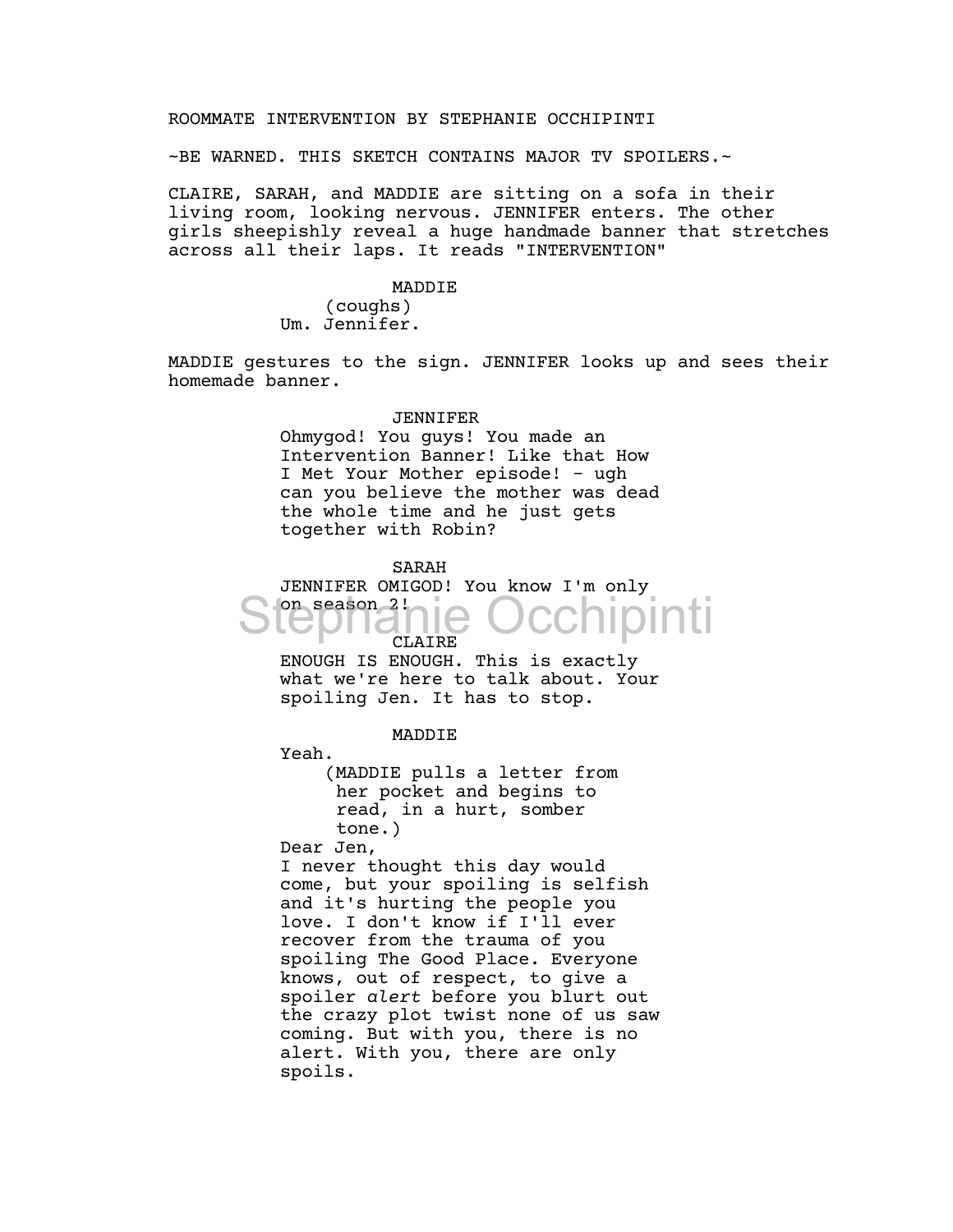ROOMMATE INTERVENTION BY STEPHANIE OCCHIPINTI

~BE WARNED. THIS SKETCH CONTAINS MAJOR TV SPOILERS.~

CLAIRE, SARAH, and MADDIE are sitting on a sofa in their living room, looking nervous. JENNIFER enters. The other girls sheepishly reveal a huge handmade banner that stretches across all their laps. It reads "INTERVENTION"

MADDIE
(coughs)
Um. Jennifer.

MADDIE gestures to the sign. JENNIFER looks up and sees their homemade banner.

JENNIFER
Ohmygod! You guys! You made an Intervention Banner! Like that How I Met Your Mother episode! - ugh can you believe the mother was dead the whole time and he just gets together with Robin?

SARAH
JENNIFER OMIGOD! You know I'm only on season 2!

CLAIRE
ENOUGH IS ENOUGH. This is exactly what we're here to talk about. Your spoiling Jen. It has to stop.

MADDIE
Yeah.
(MADDIE pulls a letter from her pocket and begins to read, in a hurt, somber tone.)
Dear Jen,
I never thought this day would come, but your spoiling is selfish and it's hurting the people you love. I don't know if I'll ever recover from the trauma of you spoiling The Good Place. Everyone knows, out of respect, to give a spoiler *alert* before you blurt out the crazy plot twist none of us saw coming. But with you, there is no alert. With you, there are only spoils.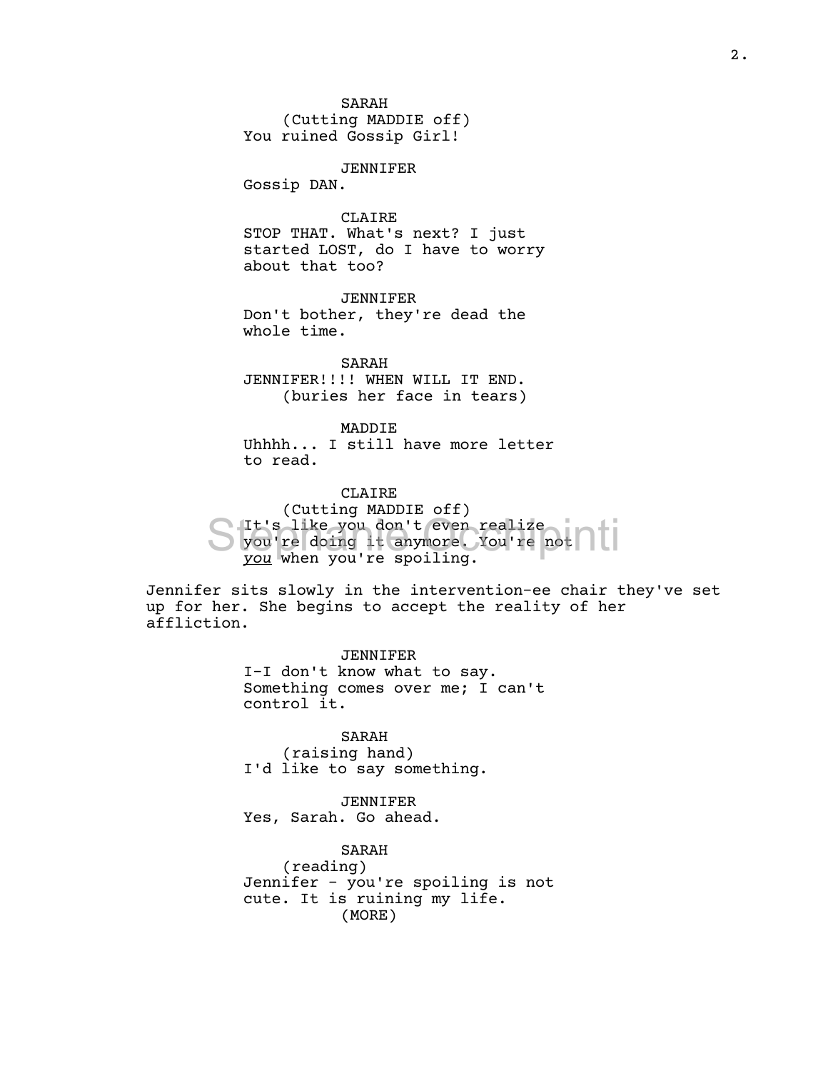SARAH
(Cutting MADDIE off)
You ruined Gossip Girl!

JENNIFER
Gossip DAN.

CLAIRE
STOP THAT. What's next? I just started LOST, do I have to worry about that too?

JENNIFER
Don't bother, they're dead the whole time.

SARAH
JENNIFER!!!! WHEN WILL IT END.
(buries her face in tears)

MADDIE
Uhhhh... I still have more letter to read.

CLAIRE
(Cutting MADDIE off)
It's like you don't even realize you're doing it anymore. You're not *you* when you're spoiling.

Jennifer sits slowly in the intervention-ee chair they've set up for her. She begins to accept the reality of her affliction.

JENNIFER
I-I don't know what to say. Something comes over me; I can't control it.

SARAH
(raising hand)
I'd like to say something.

JENNIFER
Yes, Sarah. Go ahead.

SARAH
(reading)
Jennifer - you're spoiling is not cute. It is ruining my life.
(MORE)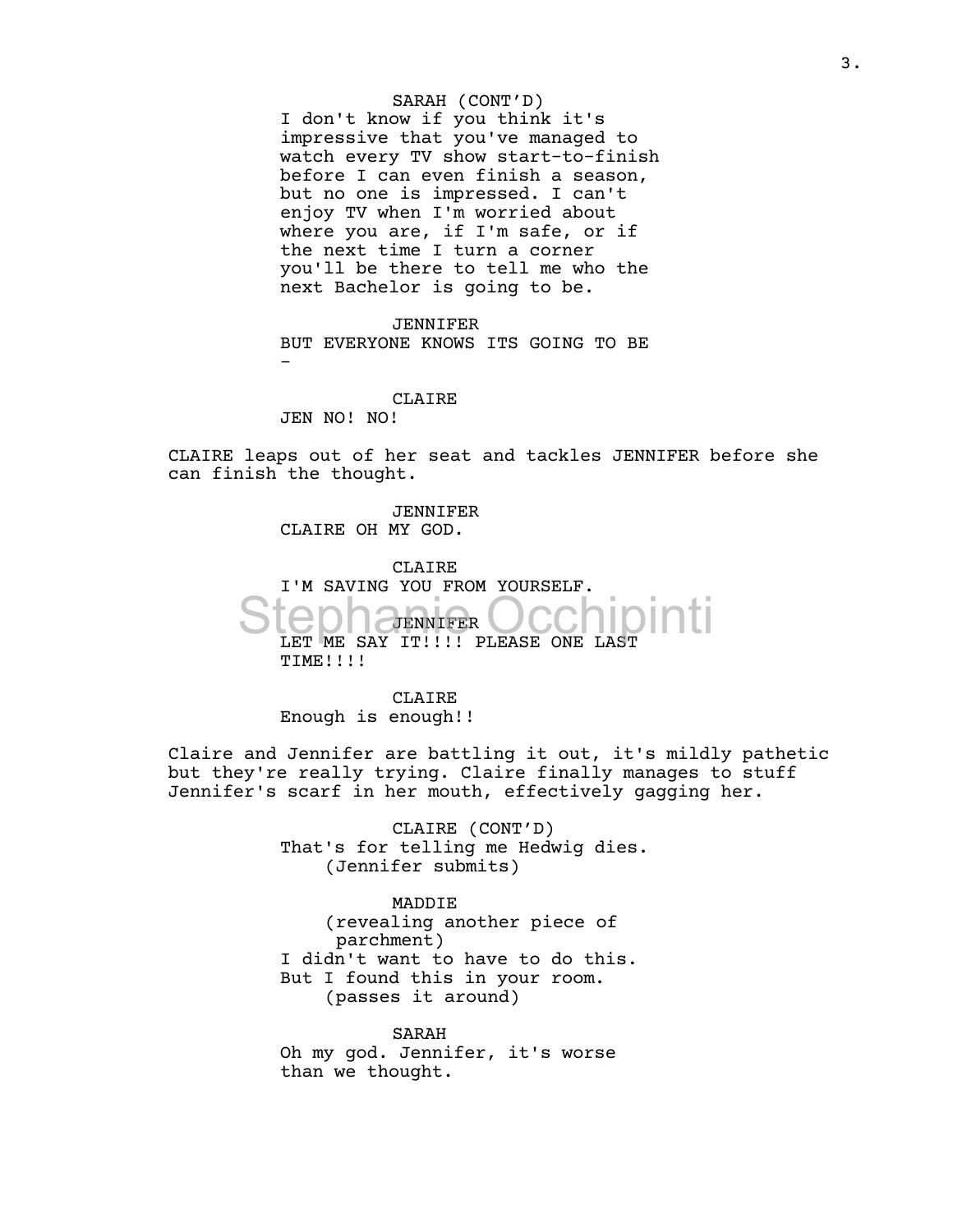SARAH (CONT'D)
I don't know if you think it's impressive that you've managed to watch every TV show start-to-finish before I can even finish a season, but no one is impressed. I can't enjoy TV when I'm worried about where you are, if I'm safe, or if the next time I turn a corner you'll be there to tell me who the next Bachelor is going to be.

JENNIFER
BUT EVERYONE KNOWS ITS GOING TO BE -

CLAIRE
JEN NO! NO!

CLAIRE leaps out of her seat and tackles JENNIFER before she can finish the thought.

JENNIFER
CLAIRE OH MY GOD.

CLAIRE
I'M SAVING YOU FROM YOURSELF.

JENNIFER
LET ME SAY IT!!!! PLEASE ONE LAST TIME!!!!

CLAIRE
Enough is enough!!

Claire and Jennifer are battling it out, it's mildly pathetic but they're really trying. Claire finally manages to stuff Jennifer's scarf in her mouth, effectively gagging her.

CLAIRE (CONT'D)
That's for telling me Hedwig dies.
(Jennifer submits)

MADDIE
(revealing another piece of parchment)
I didn't want to have to do this. But I found this in your room.
(passes it around)

SARAH
Oh my god. Jennifer, it's worse than we thought.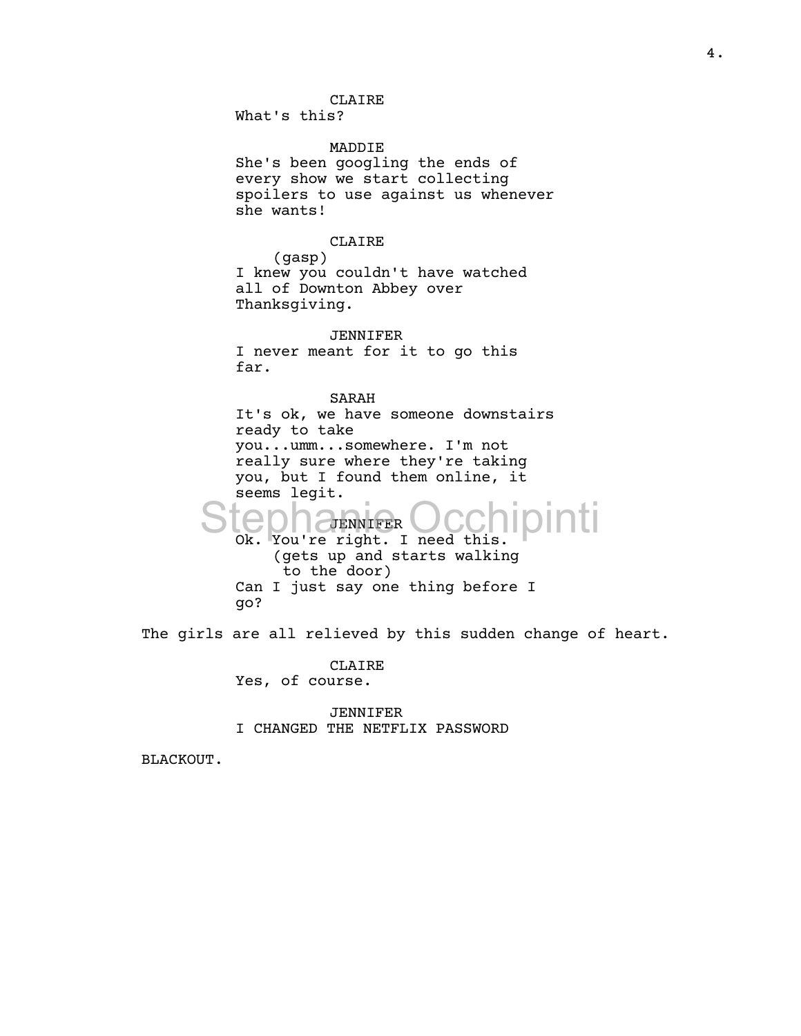CLAIRE
What's this?

MADDIE
She's been googling the ends of every show we start collecting spoilers to use against us whenever she wants!

CLAIRE
(gasp)
I knew you couldn't have watched all of Downton Abbey over Thanksgiving.

JENNIFER
I never meant for it to go this far.

SARAH
It's ok, we have someone downstairs ready to take you...umm...somewhere. I'm not really sure where they're taking you, but I found them online, it seems legit.

JENNIFER
Ok. You're right. I need this.
(gets up and starts walking to the door)
Can I just say one thing before I go?

The girls are all relieved by this sudden change of heart.

CLAIRE
Yes, of course.

JENNIFER
I CHANGED THE NETFLIX PASSWORD

BLACKOUT.